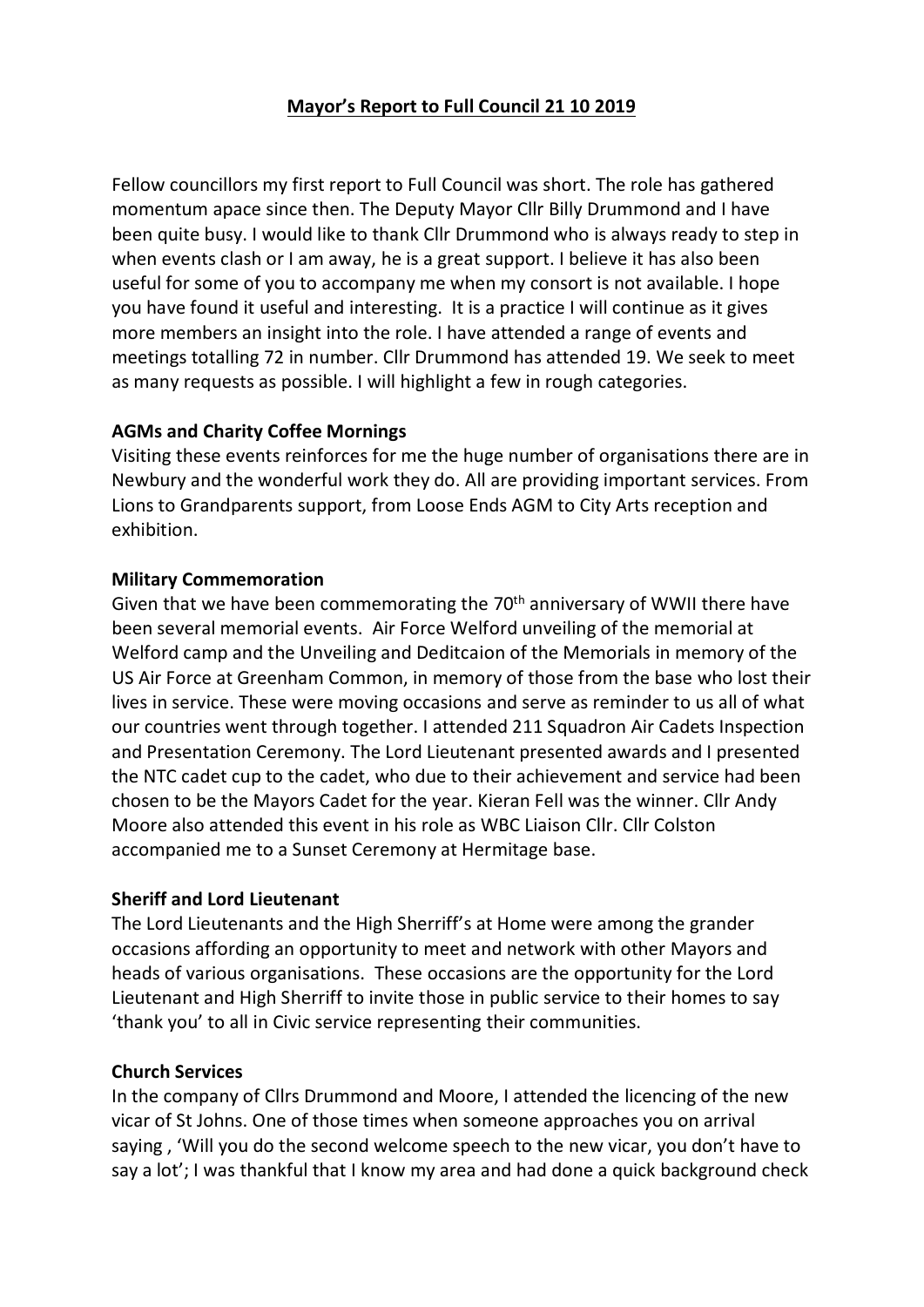**Mayor's Report to Full Council 21 10 2019**

Fellow councillors my first report to Full Council was short. The role has gathered momentum apace since then. The Deputy Mayor Cllr Billy Drummond and I have been quite busy. I would like to thank Cllr Drummond who is always ready to step in when events clash or I am away, he is a great support. I believe it has also been useful for some of you to accompany me when my consort is not available. I hope you have found it useful and interesting. It is a practice I will continue as it gives more members an insight into the role. I have attended a range of events and meetings totalling 72 in number. Cllr Drummond has attended 19. We seek to meet as many requests as possible. I will highlight a few in rough categories.

**AGMs and Charity Coffee Mornings**

Visiting these events reinforces for me the huge number of organisations there are in Newbury and the wonderful work they do. All are providing important services. From Lions to Grandparents support, from Loose Ends AGM to City Arts reception and exhibition.

**Military Commemoration**

Given that we have been commemorating the 70th anniversary of WWII there have been several memorial events. Air Force Welford unveiling of the memorial at Welford camp and the Unveiling and Deditcaion of the Memorials in memory of the US Air Force at Greenham Common, in memory of those from the base who lost their lives in service. These were moving occasions and serve as reminder to us all of what our countries went through together. I attended 211 Squadron Air Cadets Inspection and Presentation Ceremony. The Lord Lieutenant presented awards and I presented the NTC cadet cup to the cadet, who due to their achievement and service had been chosen to be the Mayors Cadet for the year. Kieran Fell was the winner. Cllr Andy Moore also attended this event in his role as WBC Liaison Cllr. Cllr Colston accompanied me to a Sunset Ceremony at Hermitage base.

**Sheriff and Lord Lieutenant**

The Lord Lieutenants and the High Sherriff's at Home were among the grander occasions affording an opportunity to meet and network with other Mayors and heads of various organisations. These occasions are the opportunity for the Lord Lieutenant and High Sherriff to invite those in public service to their homes to say 'thank you' to all in Civic service representing their communities.

**Church Services**

In the company of Cllrs Drummond and Moore, I attended the licencing of the new vicar of St Johns. One of those times when someone approaches you on arrival saying , 'Will you do the second welcome speech to the new vicar, you don't have to say a lot'; I was thankful that I know my area and had done a quick background check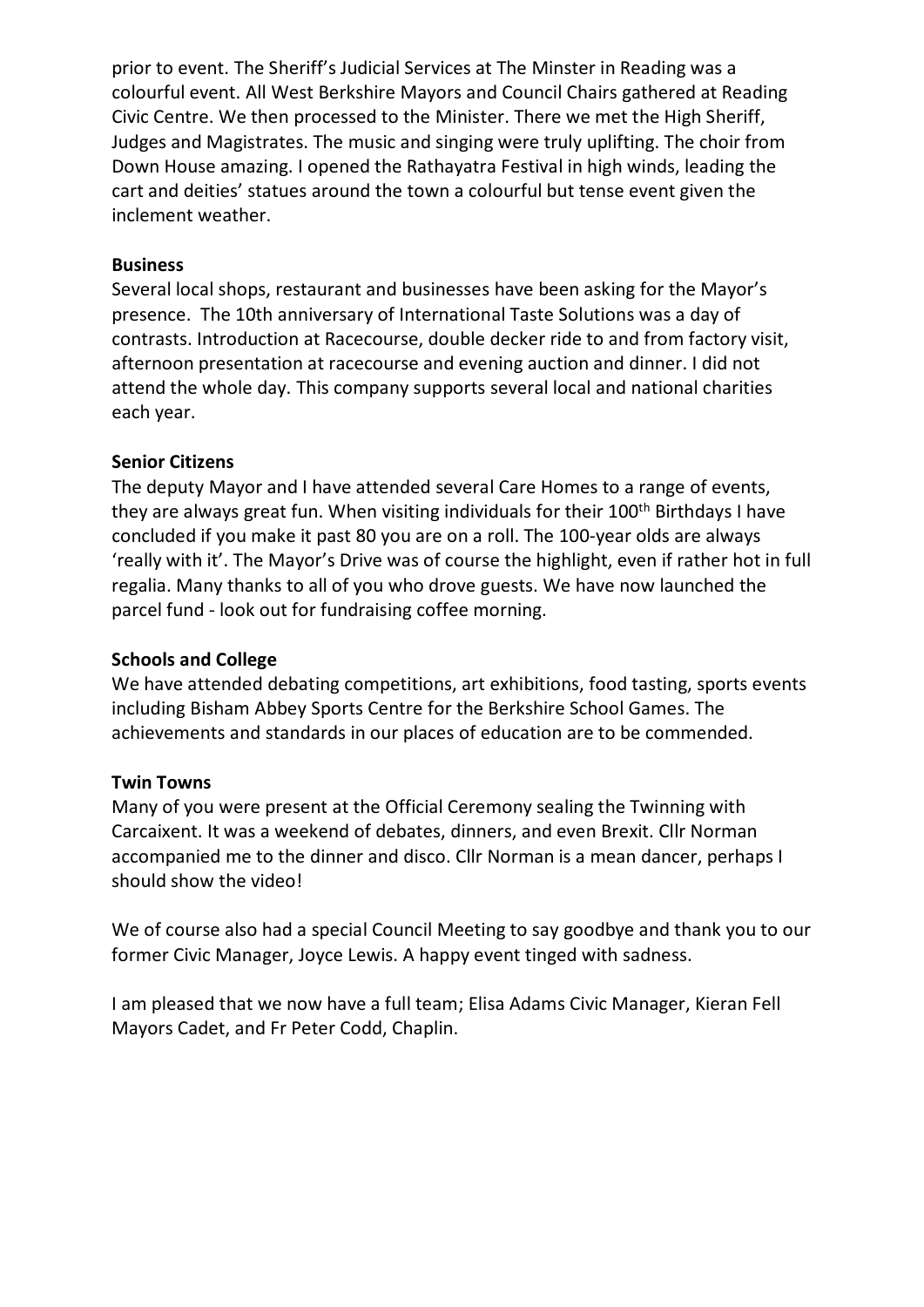prior to event. The Sheriff's Judicial Services at The Minster in Reading was a colourful event. All West Berkshire Mayors and Council Chairs gathered at Reading Civic Centre. We then processed to the Minister. There we met the High Sheriff, Judges and Magistrates. The music and singing were truly uplifting. The choir from Down House amazing. I opened the Rathayatra Festival in high winds, leading the cart and deities' statues around the town a colourful but tense event given the inclement weather.

**Business**
Several local shops, restaurant and businesses have been asking for the Mayor's presence. The 10th anniversary of International Taste Solutions was a day of contrasts. Introduction at Racecourse, double decker ride to and from factory visit, afternoon presentation at racecourse and evening auction and dinner. I did not attend the whole day. This company supports several local and national charities each year.

**Senior Citizens**
The deputy Mayor and I have attended several Care Homes to a range of events, they are always great fun. When visiting individuals for their 100th Birthdays I have concluded if you make it past 80 you are on a roll. The 100-year olds are always 'really with it'. The Mayor's Drive was of course the highlight, even if rather hot in full regalia. Many thanks to all of you who drove guests. We have now launched the parcel fund - look out for fundraising coffee morning.

**Schools and College**
We have attended debating competitions, art exhibitions, food tasting, sports events including Bisham Abbey Sports Centre for the Berkshire School Games. The achievements and standards in our places of education are to be commended.

**Twin Towns**
Many of you were present at the Official Ceremony sealing the Twinning with Carcaixent. It was a weekend of debates, dinners, and even Brexit. Cllr Norman accompanied me to the dinner and disco. Cllr Norman is a mean dancer, perhaps I should show the video!

We of course also had a special Council Meeting to say goodbye and thank you to our former Civic Manager, Joyce Lewis. A happy event tinged with sadness.

I am pleased that we now have a full team; Elisa Adams Civic Manager, Kieran Fell Mayors Cadet, and Fr Peter Codd, Chaplin.